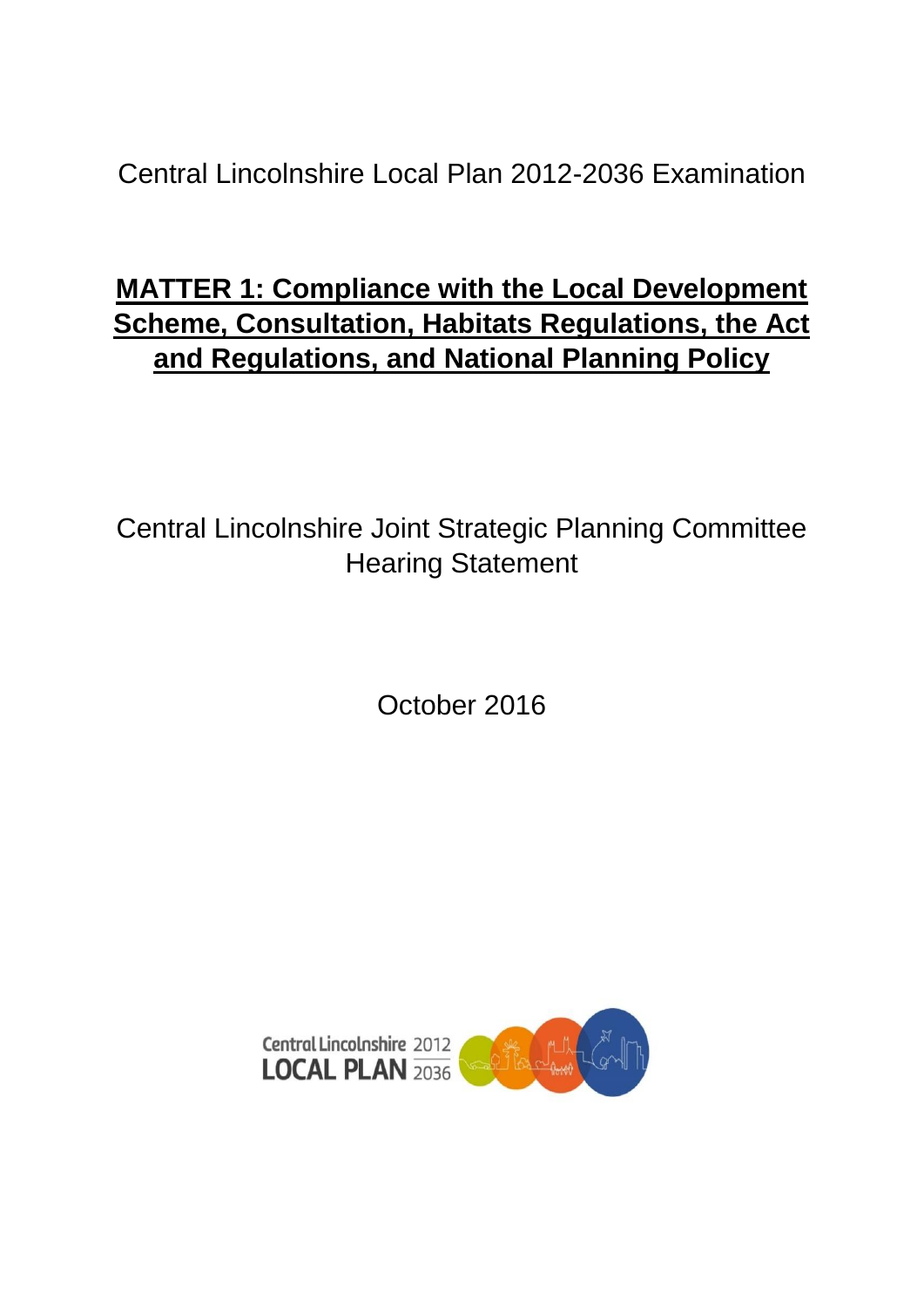Central Lincolnshire Local Plan 2012-2036 Examination

# MATTER 1: Compliance with the Local Development Scheme, Consultation, Habitats Regulations, the Act and Regulations, and National Planning Policy

Central Lincolnshire Joint Strategic Planning Committee Hearing Statement

October 2016

Central Lincolnshire 2012 LOCAL PLAN 2036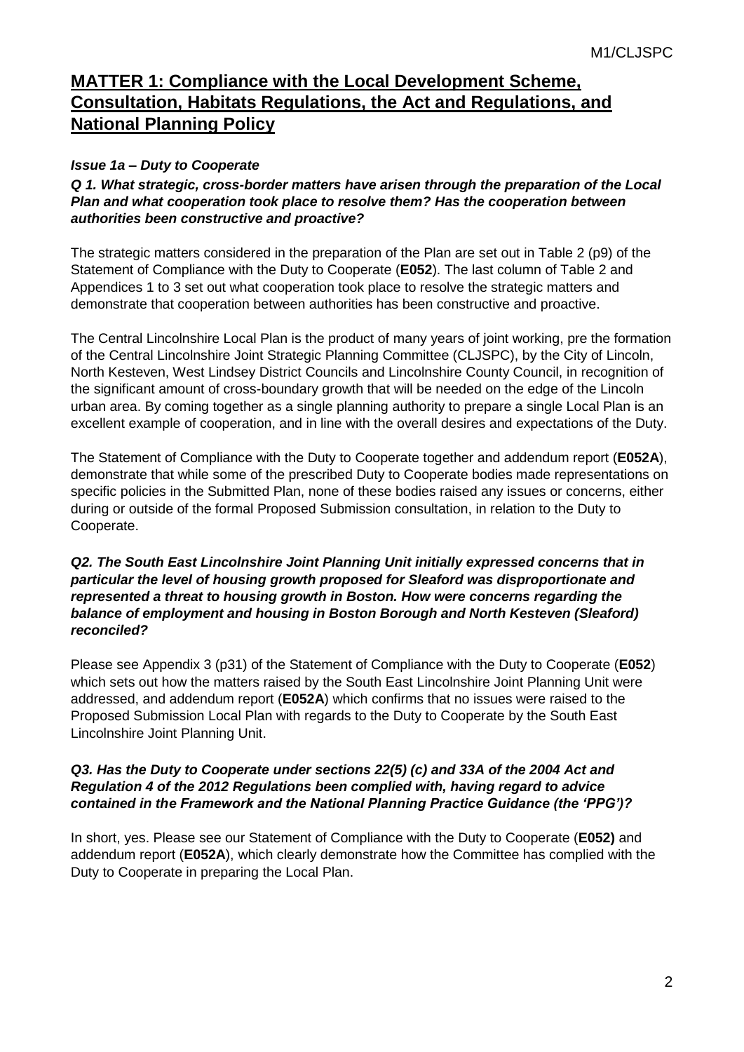## MATTER 1: Compliance with the Local Development Scheme, Consultation, Habitats Regulations, the Act and Regulations, and National Planning Policy

### *Issue 1a – Duty to Cooperate*

***Q 1. What strategic, cross-border matters have arisen through the preparation of the Local Plan and what cooperation took place to resolve them? Has the cooperation between authorities been constructive and proactive?***

The strategic matters considered in the preparation of the Plan are set out in Table 2 (p9) of the Statement of Compliance with the Duty to Cooperate (**E052**). The last column of Table 2 and Appendices 1 to 3 set out what cooperation took place to resolve the strategic matters and demonstrate that cooperation between authorities has been constructive and proactive.

The Central Lincolnshire Local Plan is the product of many years of joint working, pre the formation of the Central Lincolnshire Joint Strategic Planning Committee (CLJSPC), by the City of Lincoln, North Kesteven, West Lindsey District Councils and Lincolnshire County Council, in recognition of the significant amount of cross-boundary growth that will be needed on the edge of the Lincoln urban area. By coming together as a single planning authority to prepare a single Local Plan is an excellent example of cooperation, and in line with the overall desires and expectations of the Duty.

The Statement of Compliance with the Duty to Cooperate together and addendum report (**E052A**), demonstrate that while some of the prescribed Duty to Cooperate bodies made representations on specific policies in the Submitted Plan, none of these bodies raised any issues or concerns, either during or outside of the formal Proposed Submission consultation, in relation to the Duty to Cooperate.

***Q2. The South East Lincolnshire Joint Planning Unit initially expressed concerns that in particular the level of housing growth proposed for Sleaford was disproportionate and represented a threat to housing growth in Boston. How were concerns regarding the balance of employment and housing in Boston Borough and North Kesteven (Sleaford) reconciled?***

Please see Appendix 3 (p31) of the Statement of Compliance with the Duty to Cooperate (**E052**) which sets out how the matters raised by the South East Lincolnshire Joint Planning Unit were addressed, and addendum report (**E052A**) which confirms that no issues were raised to the Proposed Submission Local Plan with regards to the Duty to Cooperate by the South East Lincolnshire Joint Planning Unit.

***Q3. Has the Duty to Cooperate under sections 22(5) (c) and 33A of the 2004 Act and Regulation 4 of the 2012 Regulations been complied with, having regard to advice contained in the Framework and the National Planning Practice Guidance (the 'PPG')?***

In short, yes. Please see our Statement of Compliance with the Duty to Cooperate (**E052)** and addendum report (**E052A**), which clearly demonstrate how the Committee has complied with the Duty to Cooperate in preparing the Local Plan.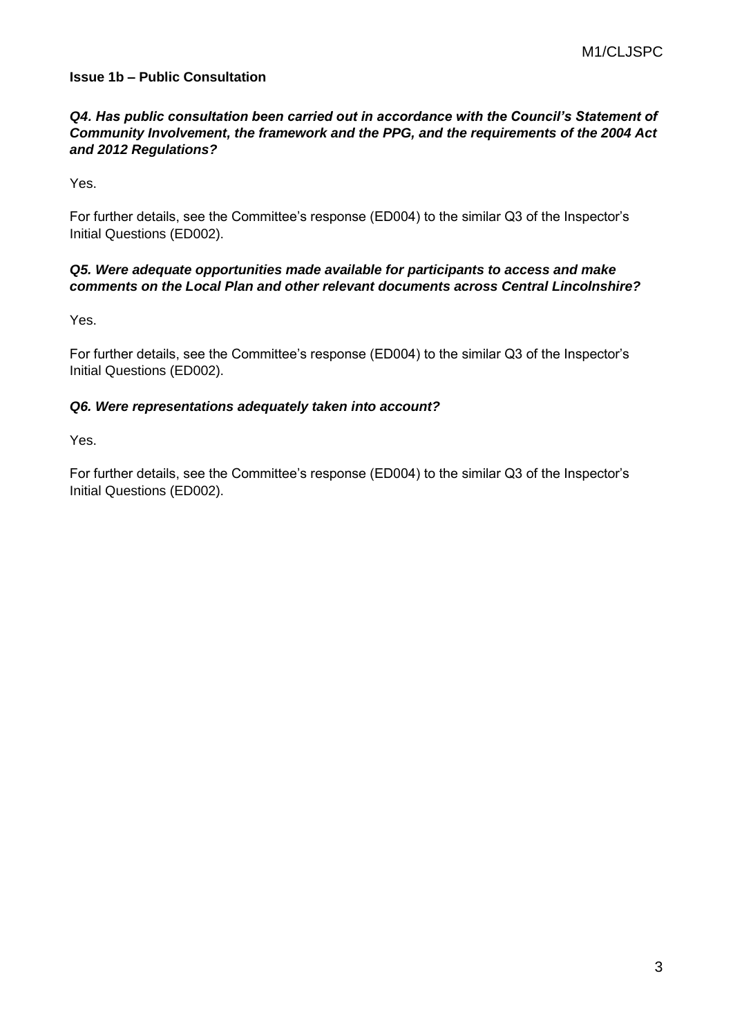**Issue 1b – Public Consultation**

***Q4. Has public consultation been carried out in accordance with the Council's Statement of Community Involvement, the framework and the PPG, and the requirements of the 2004 Act and 2012 Regulations?***

Yes.

For further details, see the Committee's response (ED004) to the similar Q3 of the Inspector's Initial Questions (ED002).

***Q5. Were adequate opportunities made available for participants to access and make comments on the Local Plan and other relevant documents across Central Lincolnshire?***

Yes.

For further details, see the Committee's response (ED004) to the similar Q3 of the Inspector's Initial Questions (ED002).

***Q6. Were representations adequately taken into account?***

Yes.

For further details, see the Committee's response (ED004) to the similar Q3 of the Inspector's Initial Questions (ED002).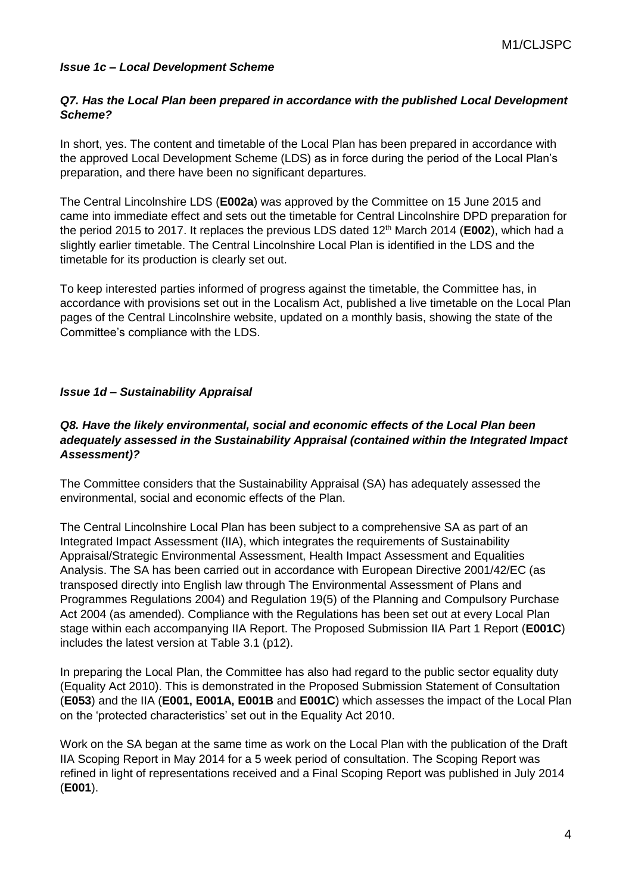### *Issue 1c – Local Development Scheme*

***Q7. Has the Local Plan been prepared in accordance with the published Local Development Scheme?***

In short, yes. The content and timetable of the Local Plan has been prepared in accordance with the approved Local Development Scheme (LDS) as in force during the period of the Local Plan's preparation, and there have been no significant departures.

The Central Lincolnshire LDS (**E002a**) was approved by the Committee on 15 June 2015 and came into immediate effect and sets out the timetable for Central Lincolnshire DPD preparation for the period 2015 to 2017. It replaces the previous LDS dated 12th March 2014 (**E002**), which had a slightly earlier timetable. The Central Lincolnshire Local Plan is identified in the LDS and the timetable for its production is clearly set out.

To keep interested parties informed of progress against the timetable, the Committee has, in accordance with provisions set out in the Localism Act, published a live timetable on the Local Plan pages of the Central Lincolnshire website, updated on a monthly basis, showing the state of the Committee's compliance with the LDS.

### *Issue 1d – Sustainability Appraisal*

***Q8. Have the likely environmental, social and economic effects of the Local Plan been adequately assessed in the Sustainability Appraisal (contained within the Integrated Impact Assessment)?***

The Committee considers that the Sustainability Appraisal (SA) has adequately assessed the environmental, social and economic effects of the Plan.

The Central Lincolnshire Local Plan has been subject to a comprehensive SA as part of an Integrated Impact Assessment (IIA), which integrates the requirements of Sustainability Appraisal/Strategic Environmental Assessment, Health Impact Assessment and Equalities Analysis. The SA has been carried out in accordance with European Directive 2001/42/EC (as transposed directly into English law through The Environmental Assessment of Plans and Programmes Regulations 2004) and Regulation 19(5) of the Planning and Compulsory Purchase Act 2004 (as amended). Compliance with the Regulations has been set out at every Local Plan stage within each accompanying IIA Report. The Proposed Submission IIA Part 1 Report (**E001C**) includes the latest version at Table 3.1 (p12).

In preparing the Local Plan, the Committee has also had regard to the public sector equality duty (Equality Act 2010). This is demonstrated in the Proposed Submission Statement of Consultation (**E053**) and the IIA (**E001, E001A, E001B** and **E001C**) which assesses the impact of the Local Plan on the 'protected characteristics' set out in the Equality Act 2010.

Work on the SA began at the same time as work on the Local Plan with the publication of the Draft IIA Scoping Report in May 2014 for a 5 week period of consultation. The Scoping Report was refined in light of representations received and a Final Scoping Report was published in July 2014 (**E001**).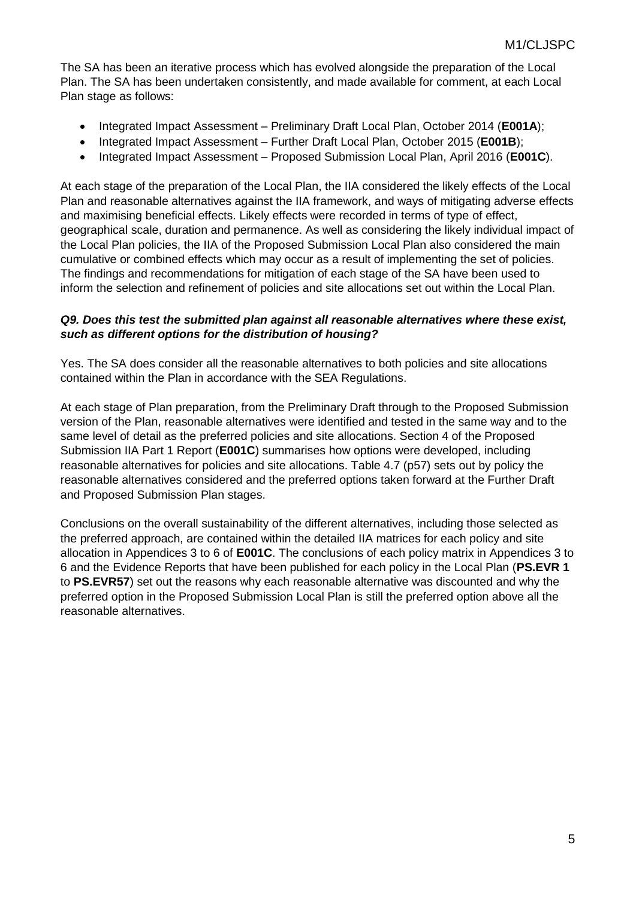The SA has been an iterative process which has evolved alongside the preparation of the Local Plan. The SA has been undertaken consistently, and made available for comment, at each Local Plan stage as follows:

- Integrated Impact Assessment – Preliminary Draft Local Plan, October 2014 (**E001A**);
- Integrated Impact Assessment – Further Draft Local Plan, October 2015 (**E001B**);
- Integrated Impact Assessment – Proposed Submission Local Plan, April 2016 (**E001C**).

At each stage of the preparation of the Local Plan, the IIA considered the likely effects of the Local Plan and reasonable alternatives against the IIA framework, and ways of mitigating adverse effects and maximising beneficial effects. Likely effects were recorded in terms of type of effect, geographical scale, duration and permanence. As well as considering the likely individual impact of the Local Plan policies, the IIA of the Proposed Submission Local Plan also considered the main cumulative or combined effects which may occur as a result of implementing the set of policies. The findings and recommendations for mitigation of each stage of the SA have been used to inform the selection and refinement of policies and site allocations set out within the Local Plan.

***Q9. Does this test the submitted plan against all reasonable alternatives where these exist, such as different options for the distribution of housing?***

Yes. The SA does consider all the reasonable alternatives to both policies and site allocations contained within the Plan in accordance with the SEA Regulations.

At each stage of Plan preparation, from the Preliminary Draft through to the Proposed Submission version of the Plan, reasonable alternatives were identified and tested in the same way and to the same level of detail as the preferred policies and site allocations. Section 4 of the Proposed Submission IIA Part 1 Report (**E001C**) summarises how options were developed, including reasonable alternatives for policies and site allocations. Table 4.7 (p57) sets out by policy the reasonable alternatives considered and the preferred options taken forward at the Further Draft and Proposed Submission Plan stages.

Conclusions on the overall sustainability of the different alternatives, including those selected as the preferred approach, are contained within the detailed IIA matrices for each policy and site allocation in Appendices 3 to 6 of **E001C**. The conclusions of each policy matrix in Appendices 3 to 6 and the Evidence Reports that have been published for each policy in the Local Plan (**PS.EVR 1** to **PS.EVR57**) set out the reasons why each reasonable alternative was discounted and why the preferred option in the Proposed Submission Local Plan is still the preferred option above all the reasonable alternatives.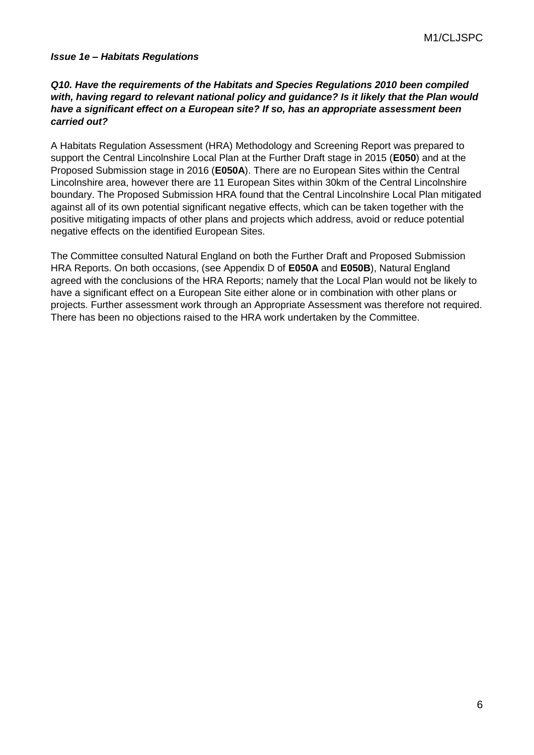### *Issue 1e – Habitats Regulations*

***Q10. Have the requirements of the Habitats and Species Regulations 2010 been compiled with, having regard to relevant national policy and guidance? Is it likely that the Plan would have a significant effect on a European site? If so, has an appropriate assessment been carried out?***

A Habitats Regulation Assessment (HRA) Methodology and Screening Report was prepared to support the Central Lincolnshire Local Plan at the Further Draft stage in 2015 (**E050**) and at the Proposed Submission stage in 2016 (**E050A**). There are no European Sites within the Central Lincolnshire area, however there are 11 European Sites within 30km of the Central Lincolnshire boundary. The Proposed Submission HRA found that the Central Lincolnshire Local Plan mitigated against all of its own potential significant negative effects, which can be taken together with the positive mitigating impacts of other plans and projects which address, avoid or reduce potential negative effects on the identified European Sites.

The Committee consulted Natural England on both the Further Draft and Proposed Submission HRA Reports. On both occasions, (see Appendix D of **E050A** and **E050B**), Natural England agreed with the conclusions of the HRA Reports; namely that the Local Plan would not be likely to have a significant effect on a European Site either alone or in combination with other plans or projects. Further assessment work through an Appropriate Assessment was therefore not required. There has been no objections raised to the HRA work undertaken by the Committee.